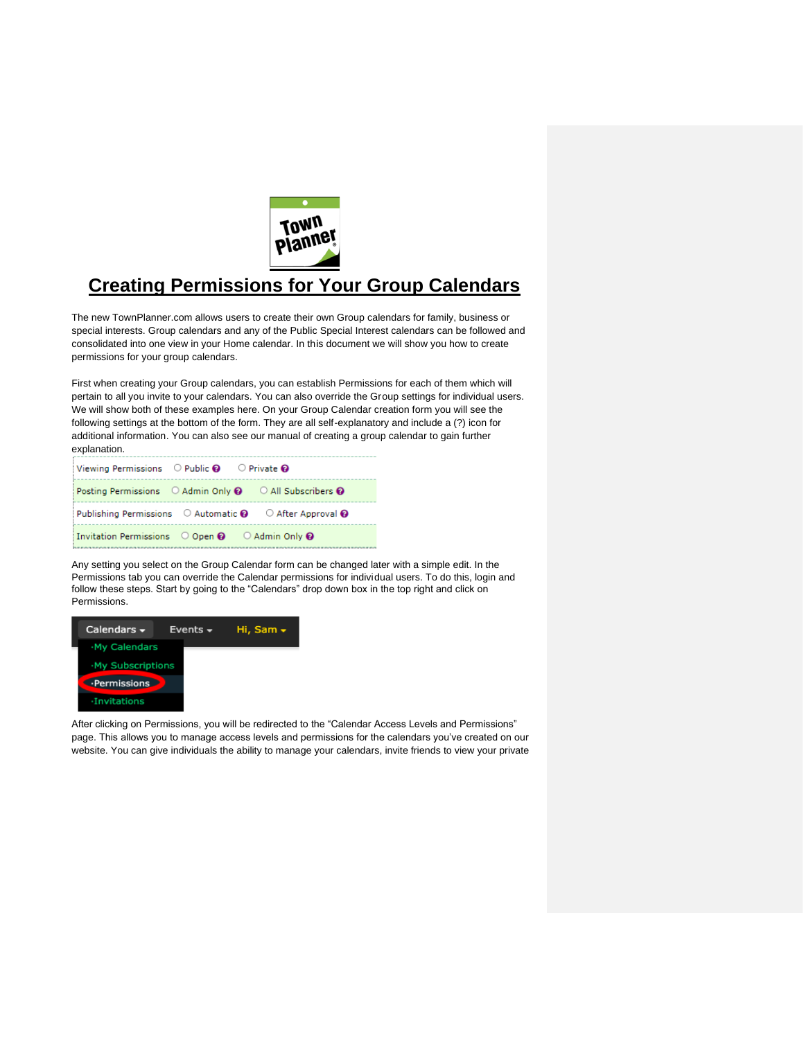# Creating Permissions for Your Group Calendars

The new TownPlanner.com allows users to create their own Group calendars for family, business or special interests. Group calendars and any of the Public Special Interest calendars can be followed and consolidated into one view in your Home calendar. In this document we will show you how to create permissions for your group calendars.

First when creating your Group calendars, you can establish Permissions for each of them which will pertain to all you invite to your calendars. You can also override the Group settings for individual users. We will show both of these examples here. On your Group Calendar creation form you will see the following settings at the bottom of the form. They are all self-explanatory and include a (?) icon for additional information. You can also see our manual of creating a group calendar to gain further explanation.

| | | |
|---|---|---|
| Viewing Permissions | ○ Public | ○ Private |
| Posting Permissions | ○ Admin Only | ○ All Subscribers |
| Publishing Permissions | ○ Automatic | ○ After Approval |
| Invitation Permissions | ○ Open | ○ Admin Only |

Any setting you select on the Group Calendar form can be changed later with a simple edit. In the Permissions tab you can override the Calendar permissions for individual users. To do this, login and follow these steps. Start by going to the "Calendars" drop down box in the top right and click on Permissions.

Calendars ▾ Events ▾ Hi, Sam ▾
- ·My Calendars
- ·My Subscriptions
- ·Permissions
- ·Invitations

After clicking on Permissions, you will be redirected to the "Calendar Access Levels and Permissions" page. This allows you to manage access levels and permissions for the calendars you've created on our website. You can give individuals the ability to manage your calendars, invite friends to view your private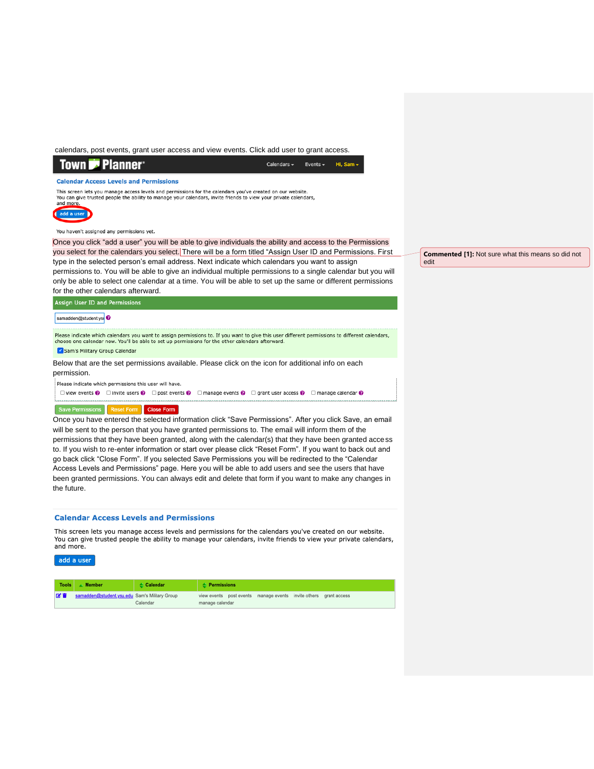calendars, post events, grant user access and view events. Click add user to grant access.

Town Planner® Calendars Events Hi, Sam

**Calendar Access Levels and Permissions**

This screen lets you manage access levels and permissions for the calendars you've created on our website.
You can give trusted people the ability to manage your calendars, invite friends to view your private calendars, and more.

add a user

You haven't assigned any permissions yet.

Once you click "add a user" you will be able to give individuals the ability and access to the Permissions you select for the calendars you select. There will be a form titled "Assign User ID and Permissions. First type in the selected person's email address. Next indicate which calendars you want to assign permissions to. You will be able to give an individual multiple permissions to a single calendar but you will only be able to select one calendar at a time. You will be able to set up the same or different permissions for the other calendars afterward.

> **Commented [1]:** Not sure what this means so did not edit

**Assign User ID and Permissions**

samadden@student.ysu

Please indicate which calendars you want to assign permissions to. If you want to give this user different permissions to different calendars, choose one calendar now. You'll be able to set up permissions for the other calendars afterward.

☑ Sam's Military Group Calendar

Below that are the set permissions available. Please click on the icon for additional info on each permission.

Please indicate which permissions this user will have.

☐ view events ☐ invite users ☐ post events ☐ manage events ☐ grant user access ☐ manage calendar

Save Permissions | Reset Form | Close Form

Once you have entered the selected information click "Save Permissions". After you click Save, an email will be sent to the person that you have granted permissions to. The email will inform them of the permissions that they have been granted, along with the calendar(s) that they have been granted access to. If you wish to re-enter information or start over please click "Reset Form". If you want to back out and go back click "Close Form". If you selected Save Permissions you will be redirected to the "Calendar Access Levels and Permissions" page. Here you will be able to add users and see the users that have been granted permissions. You can always edit and delete that form if you want to make any changes in the future.

**Calendar Access Levels and Permissions**

This screen lets you manage access levels and permissions for the calendars you've created on our website.
You can give trusted people the ability to manage your calendars, invite friends to view your private calendars, and more.

add a user

| Tools | Member | Calendar | Permissions |
| --- | --- | --- | --- |
| | samadden@student.ysu.edu | Sam's Military Group Calendar | view events post events manage events invite others grant access manage calendar |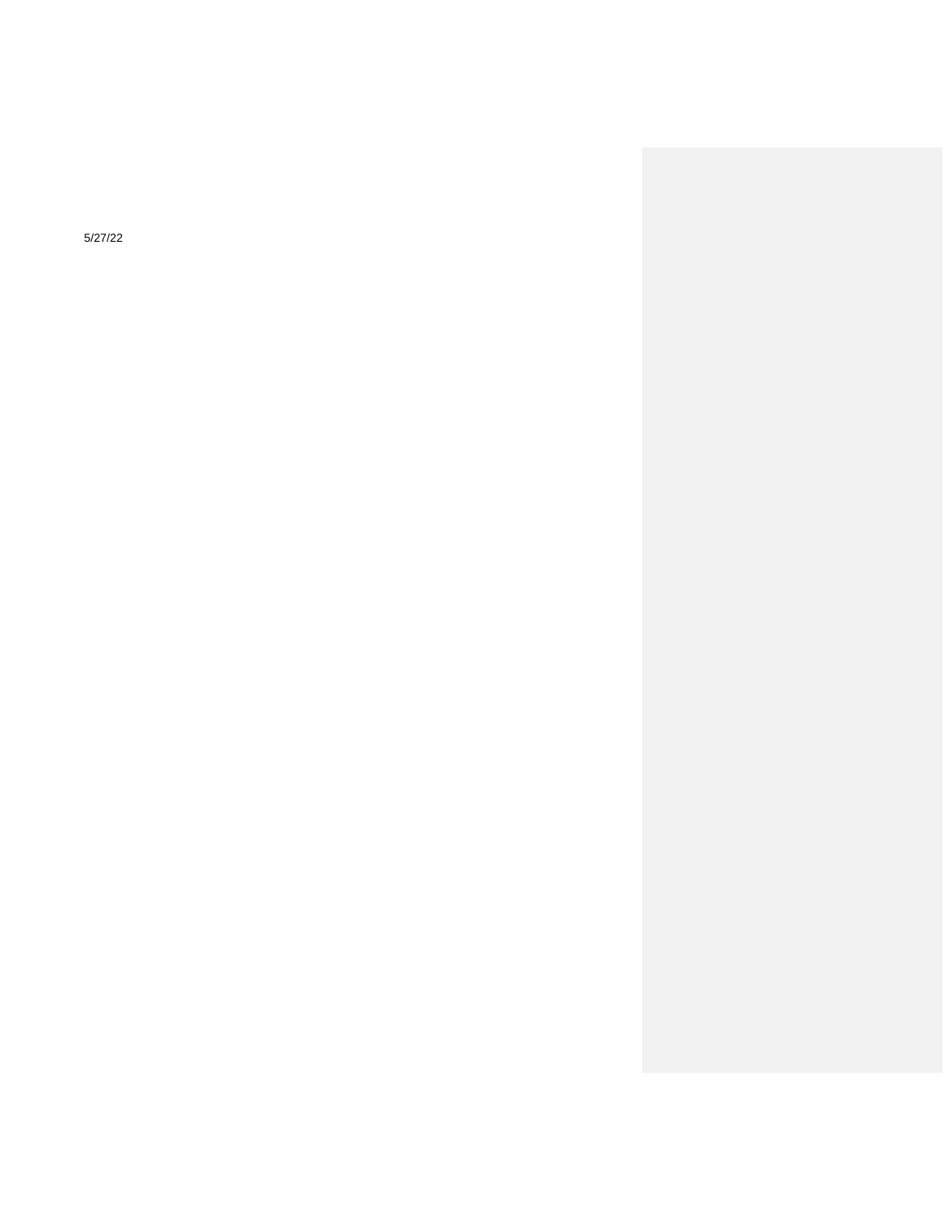5/27/22